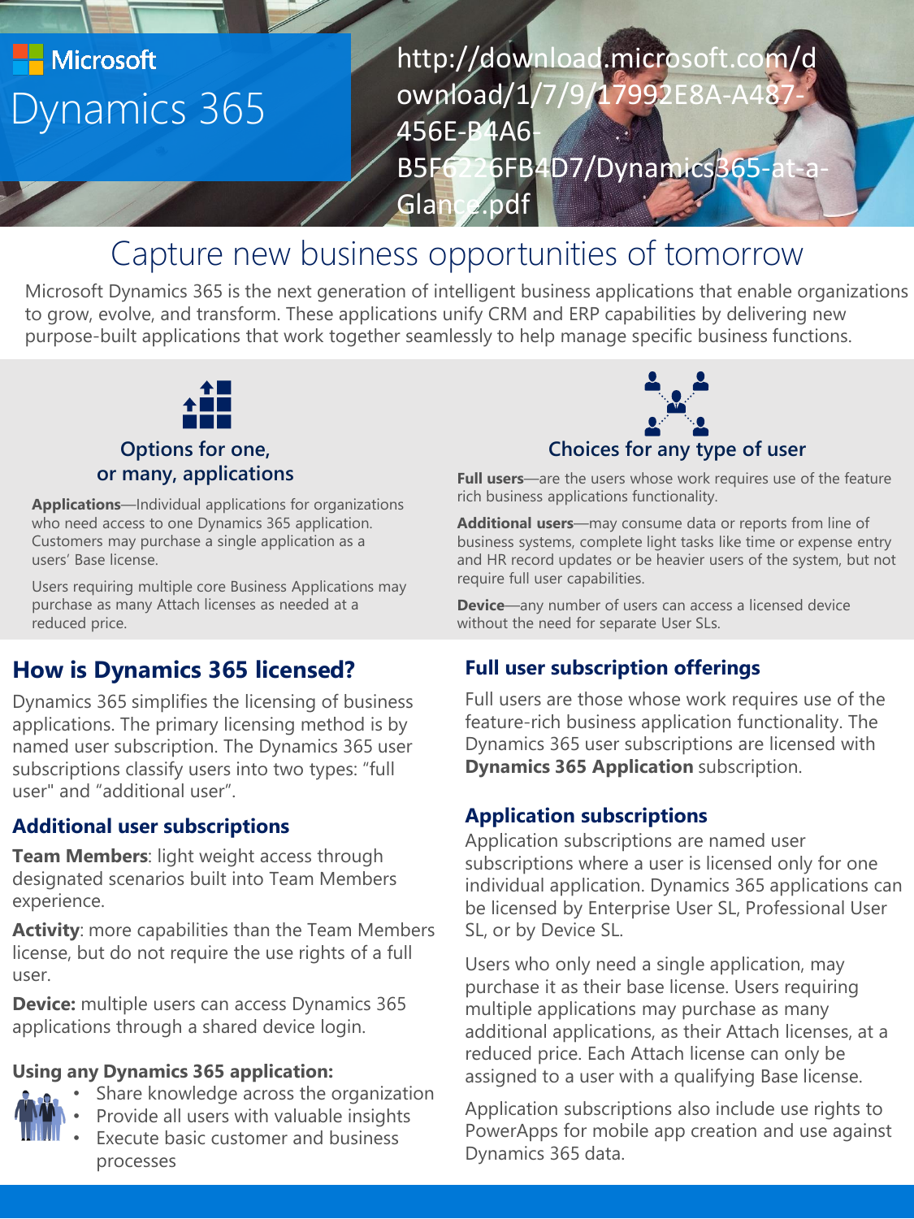Microsoft

# Dynamics 365

http://download.microsoft.com/download/1/7/9/17992E8A-A487-456E-B4A6-B5F6226FB4D7/Dynamics365-at-a-Glance.pdf

## Capture new business opportunities of tomorrow

Microsoft Dynamics 365 is the next generation of intelligent business applications that enable organizations to grow, evolve, and transform. These applications unify CRM and ERP capabilities by delivering new purpose-built applications that work together seamlessly to help manage specific business functions.

### Options for one, or many, applications

**Applications**—Individual applications for organizations who need access to one Dynamics 365 application. Customers may purchase a single application as a users' Base license.

Users requiring multiple core Business Applications may purchase as many Attach licenses as needed at a reduced price.

### Choices for any type of user

**Full users**—are the users whose work requires use of the feature rich business applications functionality.

**Additional users**—may consume data or reports from line of business systems, complete light tasks like time or expense entry and HR record updates or be heavier users of the system, but not require full user capabilities.

**Device**—any number of users can access a licensed device without the need for separate User SLs.

## How is Dynamics 365 licensed?

Dynamics 365 simplifies the licensing of business applications. The primary licensing method is by named user subscription. The Dynamics 365 user subscriptions classify users into two types: "full user" and "additional user".

### Additional user subscriptions

**Team Members**: light weight access through designated scenarios built into Team Members experience.

**Activity**: more capabilities than the Team Members license, but do not require the use rights of a full user.

**Device:** multiple users can access Dynamics 365 applications through a shared device login.

### Using any Dynamics 365 application:

- Share knowledge across the organization
- Provide all users with valuable insights
- Execute basic customer and business processes

## Full user subscription offerings

Full users are those whose work requires use of the feature-rich business application functionality. The Dynamics 365 user subscriptions are licensed with **Dynamics 365 Application** subscription.

### Application subscriptions

Application subscriptions are named user subscriptions where a user is licensed only for one individual application. Dynamics 365 applications can be licensed by Enterprise User SL, Professional User SL, or by Device SL.

Users who only need a single application, may purchase it as their base license. Users requiring multiple applications may purchase as many additional applications, as their Attach licenses, at a reduced price. Each Attach license can only be assigned to a user with a qualifying Base license.

Application subscriptions also include use rights to PowerApps for mobile app creation and use against Dynamics 365 data.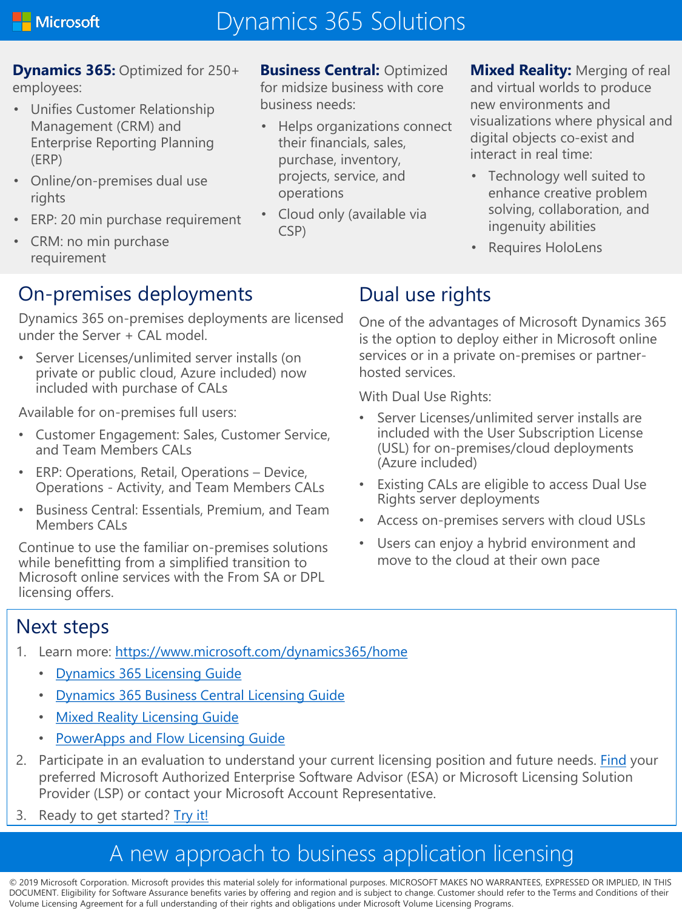# Dynamics 365 Solutions

**Dynamics 365:** Optimized for 250+ employees:

- Unifies Customer Relationship Management (CRM) and Enterprise Reporting Planning (ERP)
- Online/on-premises dual use rights
- ERP: 20 min purchase requirement
- CRM: no min purchase requirement

**Business Central:** Optimized for midsize business with core business needs:

- Helps organizations connect their financials, sales, purchase, inventory, projects, service, and operations
- Cloud only (available via CSP)

**Mixed Reality:** Merging of real and virtual worlds to produce new environments and visualizations where physical and digital objects co-exist and interact in real time:

- Technology well suited to enhance creative problem solving, collaboration, and ingenuity abilities
- Requires HoloLens

## On-premises deployments

Dynamics 365 on-premises deployments are licensed under the Server + CAL model.

- Server Licenses/unlimited server installs (on private or public cloud, Azure included) now included with purchase of CALs

Available for on-premises full users:

- Customer Engagement: Sales, Customer Service, and Team Members CALs
- ERP: Operations, Retail, Operations – Device, Operations - Activity, and Team Members CALs
- Business Central: Essentials, Premium, and Team Members CALs

Continue to use the familiar on-premises solutions while benefitting from a simplified transition to Microsoft online services with the From SA or DPL licensing offers.

## Dual use rights

One of the advantages of Microsoft Dynamics 365 is the option to deploy either in Microsoft online services or in a private on-premises or partner-hosted services.

With Dual Use Rights:

- Server Licenses/unlimited server installs are included with the User Subscription License (USL) for on-premises/cloud deployments (Azure included)
- Existing CALs are eligible to access Dual Use Rights server deployments
- Access on-premises servers with cloud USLs
- Users can enjoy a hybrid environment and move to the cloud at their own pace

## Next steps

1. Learn more: [https://www.microsoft.com/dynamics365/home](https://www.microsoft.com/dynamics365/home)
   - Dynamics 365 Licensing Guide
   - Dynamics 365 Business Central Licensing Guide
   - Mixed Reality Licensing Guide
   - PowerApps and Flow Licensing Guide
2. Participate in an evaluation to understand your current licensing position and future needs. Find your preferred Microsoft Authorized Enterprise Software Advisor (ESA) or Microsoft Licensing Solution Provider (LSP) or contact your Microsoft Account Representative.
3. Ready to get started? Try it!

## A new approach to business application licensing

© 2019 Microsoft Corporation. Microsoft provides this material solely for informational purposes. MICROSOFT MAKES NO WARRANTEES, EXPRESSED OR IMPLIED, IN THIS DOCUMENT. Eligibility for Software Assurance benefits varies by offering and region and is subject to change. Customer should refer to the Terms and Conditions of their Volume Licensing Agreement for a full understanding of their rights and obligations under Microsoft Volume Licensing Programs.